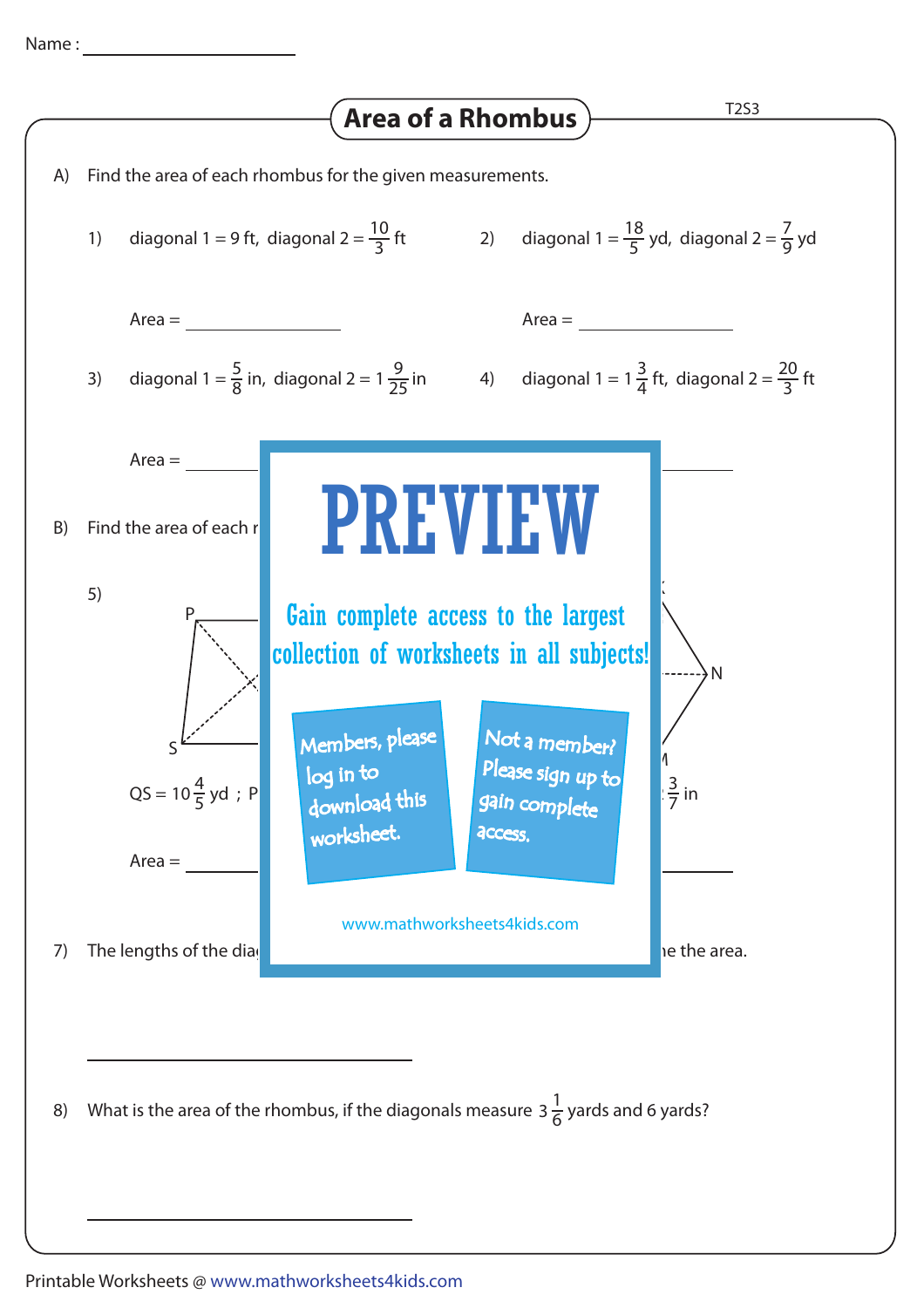Name : ____________________

# Area of a Rhombus

A) Find the area of each rhombus for the given measurements.

1) diagonal 1 = 9 ft, diagonal 2 = $\frac{10}{3}$ ft

Area = ______________

2) diagonal 1 = $\frac{18}{5}$ yd, diagonal 2 = $\frac{7}{9}$ yd

Area = ______________

3) diagonal 1 = $\frac{5}{8}$ in, diagonal 2 = $1\frac{9}{25}$ in

Area = ______________

4) diagonal 1 = $1\frac{3}{4}$ ft, diagonal 2 = $\frac{20}{3}$ ft

PREVIEW

Gain complete access to the largest collection of worksheets in all subjects!

Members, please log in to download this worksheet.

Not a member? Please sign up to gain complete access.

www.mathworksheets4kids.com

B) Find the area of each r

5)

P

S

N

M

QS = $10\frac{4}{5}$ yd ; P

$\frac{3}{7}$ in

Area = ______________

7) The lengths of the dia ... ne the area.

______________________________

8) What is the area of the rhombus, if the diagonals measure $3\frac{1}{6}$ yards and 6 yards?

______________________________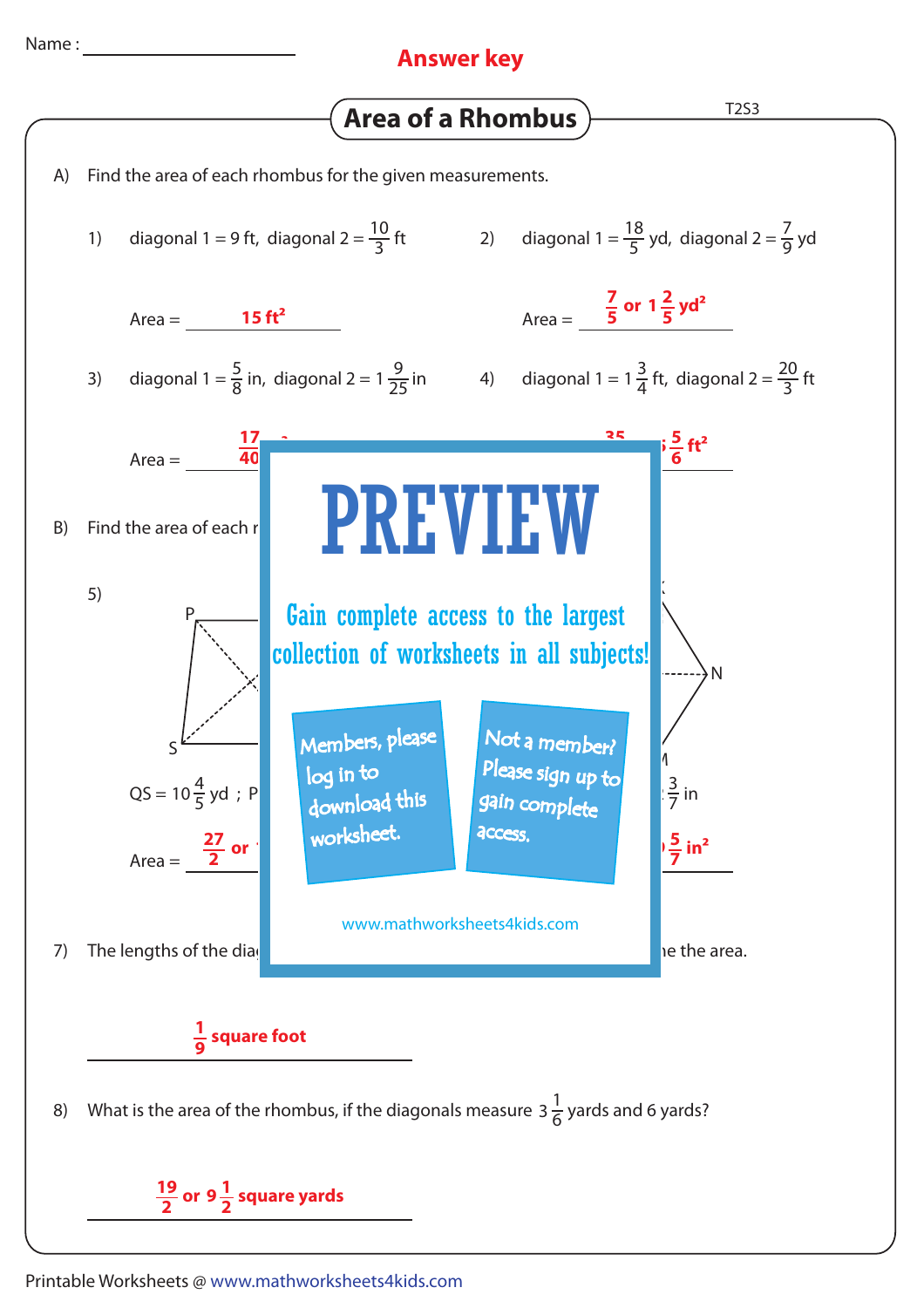Name : ____________________

**Answer key**

# Area of a Rhombus

T2S3

A) Find the area of each rhombus for the given measurements.

1) diagonal 1 = 9 ft, diagonal 2 = $\frac{10}{3}$ ft

Area = **15 ft²**

2) diagonal 1 = $\frac{18}{5}$ yd, diagonal 2 = $\frac{7}{9}$ yd

Area = **$\frac{7}{5}$ or $1\frac{2}{5}$ yd²**

3) diagonal 1 = $\frac{5}{8}$ in, diagonal 2 = $1\frac{9}{25}$ in

Area = **$\frac{17}{40}$** ...

4) diagonal 1 = $1\frac{3}{4}$ ft, diagonal 2 = $\frac{20}{3}$ ft

Area = ... **$\frac{5}{6}$ ft²**

B) Find the area of each r...

5)

P

S

QS = $10\frac{4}{5}$ yd ; P...

Area = **$\frac{27}{2}$ or** ...

N

M

... $\frac{3}{7}$ in

... **$\frac{5}{7}$ in²**

**PREVIEW**

Gain complete access to the largest collection of worksheets in all subjects!

Members, please log in to download this worksheet.

Not a member? Please sign up to gain complete access.

www.mathworksheets4kids.com

7) The lengths of the dia... ...e the area.

**$\frac{1}{9}$ square foot**

8) What is the area of the rhombus, if the diagonals measure $3\frac{1}{6}$ yards and 6 yards?

**$\frac{19}{2}$ or $9\frac{1}{2}$ square yards**